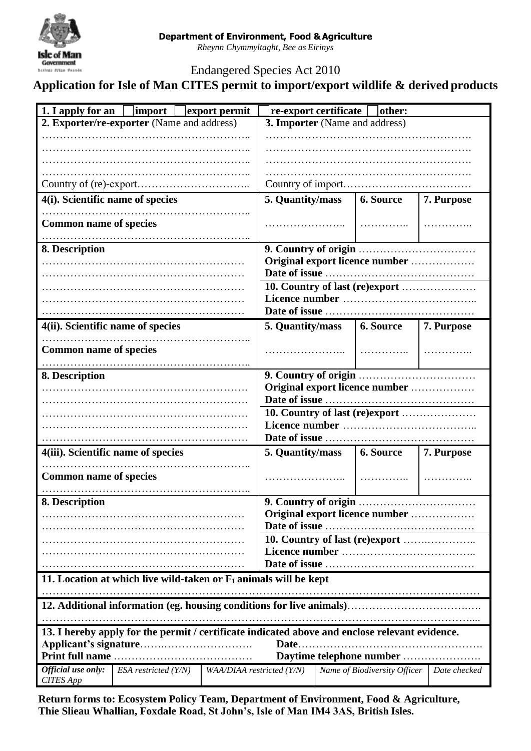**Department of Environment, Food & Agriculture**

*Rheynn Chymmyltaght, Bee as Eirinys*

Endangered Species Act 2010

## Application for Isle of Man CITES permit to import/export wildlife & derived products

**1. I apply for an** ☐ **import** ☐ **export permit** ☐ **re-export certificate** ☐ **other:**

| **2. Exporter/re-exporter** (Name and address) | **3. Importer** (Name and address) |
|---|---|
| ……………………………………………… | ……………………………………………… |
| ……………………………………………… | ……………………………………………… |
| ……………………………………………… | ……………………………………………… |
| ……………………………………………… | ……………………………………………… |
| Country of (re)-export……………………… | Country of import……………………… |

| **4(i). Scientific name of species** | **5. Quantity/mass** | **6. Source** | **7. Purpose** |
|---|---|---|---|
| ……………………………………………… **Common name of species** ……………………………………………… | ……………… | ………… | ………… |
| **8. Description** ……………………………………………… | **9. Country of origin** ……………… **Original export licence number** ……………… **Date of issue** ……………… **10. Country of last (re)export** ……………… **Licence number** ……………… **Date of issue** ……………… | | |

| **4(ii). Scientific name of species** | **5. Quantity/mass** | **6. Source** | **7. Purpose** |
|---|---|---|---|
| ……………………………………………… **Common name of species** ……………………………………………… | ……………… | ………… | ………… |
| **8. Description** ……………………………………………… | **9. Country of origin** ……………… **Original export licence number** ……………… **Date of issue** ……………… **10. Country of last (re)export** ……………… **Licence number** ……………… **Date of issue** ……………… | | |

| **4(iii). Scientific name of species** | **5. Quantity/mass** | **6. Source** | **7. Purpose** |
|---|---|---|---|
| ……………………………………………… **Common name of species** ……………………………………………… | ……………… | ………… | ………… |
| **8. Description** ……………………………………………… | **9. Country of origin** ……………… **Original export licence number** ……………… **Date of issue** ……………… **10. Country of last (re)export** ……………… **Licence number** ……………… **Date of issue** ……………… | | |

**11. Location at which live wild-taken or $F_1$ animals will be kept**

………………………………………………………………………………………………

**12. Additional information (eg. housing conditions for live animals)**………………………………

………………………………………………………………………………………………

**13. I hereby apply for the permit / certificate indicated above and enclose relevant evidence.**

**Applicant's signature**……………………… **Date**………………………………

**Print full name** ……………………………… **Daytime telephone number** ………………

| *Official use only: CITES App* | *ESA restricted (Y/N)* | *WAA/DIAA restricted (Y/N)* | *Name of Biodiversity Officer* | *Date checked* |
|---|---|---|---|---|
| | | | | |

**Return forms to: Ecosystem Policy Team, Department of Environment, Food & Agriculture, Thie Slieau Whallian, Foxdale Road, St John's, Isle of Man IM4 3AS, British Isles.**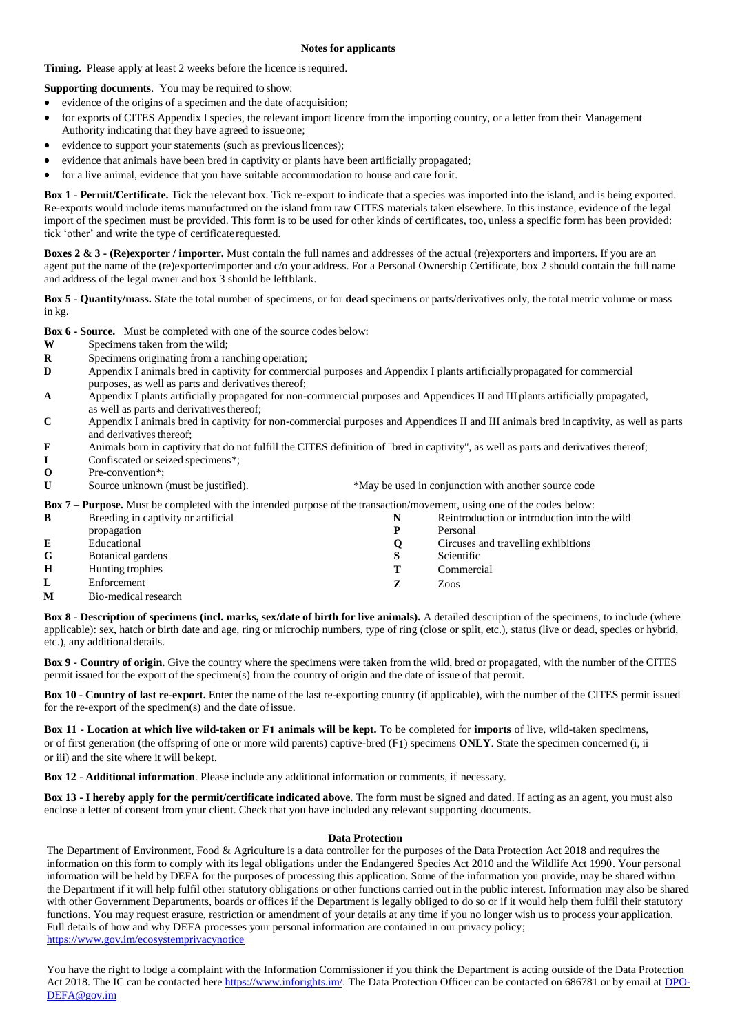## Notes for applicants

**Timing.** Please apply at least 2 weeks before the licence is required.

**Supporting documents**. You may be required to show:

- evidence of the origins of a specimen and the date of acquisition;
- for exports of CITES Appendix I species, the relevant import licence from the importing country, or a letter from their Management Authority indicating that they have agreed to issue one;
- evidence to support your statements (such as previous licences);
- evidence that animals have been bred in captivity or plants have been artificially propagated;
- for a live animal, evidence that you have suitable accommodation to house and care for it.

**Box 1 - Permit/Certificate.** Tick the relevant box. Tick re-export to indicate that a species was imported into the island, and is being exported. Re-exports would include items manufactured on the island from raw CITES materials taken elsewhere. In this instance, evidence of the legal import of the specimen must be provided. This form is to be used for other kinds of certificates, too, unless a specific form has been provided: tick 'other' and write the type of certificate requested.

**Boxes 2 & 3 - (Re)exporter / importer.** Must contain the full names and addresses of the actual (re)exporters and importers. If you are an agent put the name of the (re)exporter/importer and c/o your address. For a Personal Ownership Certificate, box 2 should contain the full name and address of the legal owner and box 3 should be left blank.

**Box 5 - Quantity/mass.** State the total number of specimens, or for **dead** specimens or parts/derivatives only, the total metric volume or mass in kg.

**Box 6 - Source.** Must be completed with one of the source codes below:

| | |
|---|---|
| **W** | Specimens taken from the wild; |
| **R** | Specimens originating from a ranching operation; |
| **D** | Appendix I animals bred in captivity for commercial purposes and Appendix I plants artificially propagated for commercial purposes, as well as parts and derivatives thereof; |
| **A** | Appendix I plants artificially propagated for non-commercial purposes and Appendices II and III plants artificially propagated, as well as parts and derivatives thereof; |
| **C** | Appendix I animals bred in captivity for non-commercial purposes and Appendices II and III animals bred in captivity, as well as parts and derivatives thereof; |
| **F** | Animals born in captivity that do not fulfill the CITES definition of "bred in captivity", as well as parts and derivatives thereof; |
| **I** | Confiscated or seized specimens*; |
| **O** | Pre-convention*; |
| **U** | Source unknown (must be justified). |

*May be used in conjunction with another source code

**Box 7 – Purpose.** Must be completed with the intended purpose of the transaction/movement, using one of the codes below:

| | | | |
|---|---|---|---|
| **B** | Breeding in captivity or artificial propagation | **N** | Reintroduction or introduction into the wild |
| | | **P** | Personal |
| **E** | Educational | **Q** | Circuses and travelling exhibitions |
| **G** | Botanical gardens | **S** | Scientific |
| **H** | Hunting trophies | **T** | Commercial |
| **L** | Enforcement | **Z** | Zoos |
| **M** | Bio-medical research | | |

**Box 8 - Description of specimens (incl. marks, sex/date of birth for live animals).** A detailed description of the specimens, to include (where applicable): sex, hatch or birth date and age, ring or microchip numbers, type of ring (close or split, etc.), status (live or dead, species or hybrid, etc.), any additional details.

**Box 9 - Country of origin.** Give the country where the specimens were taken from the wild, bred or propagated, with the number of the CITES permit issued for the export of the specimen(s) from the country of origin and the date of issue of that permit.

**Box 10 - Country of last re-export.** Enter the name of the last re-exporting country (if applicable), with the number of the CITES permit issued for the re-export of the specimen(s) and the date of issue.

**Box 11 - Location at which live wild-taken or F1 animals will be kept.** To be completed for **imports** of live, wild-taken specimens, or of first generation (the offspring of one or more wild parents) captive-bred ($F_1$) specimens **ONLY**. State the specimen concerned (i, ii or iii) and the site where it will be kept.

**Box 12 - Additional information**. Please include any additional information or comments, if necessary.

**Box 13 - I hereby apply for the permit/certificate indicated above.** The form must be signed and dated. If acting as an agent, you must also enclose a letter of consent from your client. Check that you have included any relevant supporting documents.

### Data Protection

The Department of Environment, Food & Agriculture is a data controller for the purposes of the Data Protection Act 2018 and requires the information on this form to comply with its legal obligations under the Endangered Species Act 2010 and the Wildlife Act 1990. Your personal information will be held by DEFA for the purposes of processing this application. Some of the information you provide, may be shared within the Department if it will help fulfil other statutory obligations or other functions carried out in the public interest. Information may also be shared with other Government Departments, boards or offices if the Department is legally obliged to do so or if it would help them fulfil their statutory functions. You may request erasure, restriction or amendment of your details at any time if you no longer wish us to process your application. Full details of how and why DEFA processes your personal information are contained in our privacy policy; https://www.gov.im/ecosystemprivacynotice

You have the right to lodge a complaint with the Information Commissioner if you think the Department is acting outside of the Data Protection Act 2018. The IC can be contacted here https://www.inforights.im/. The Data Protection Officer can be contacted on 686781 or by email at DPO-DEFA@gov.im